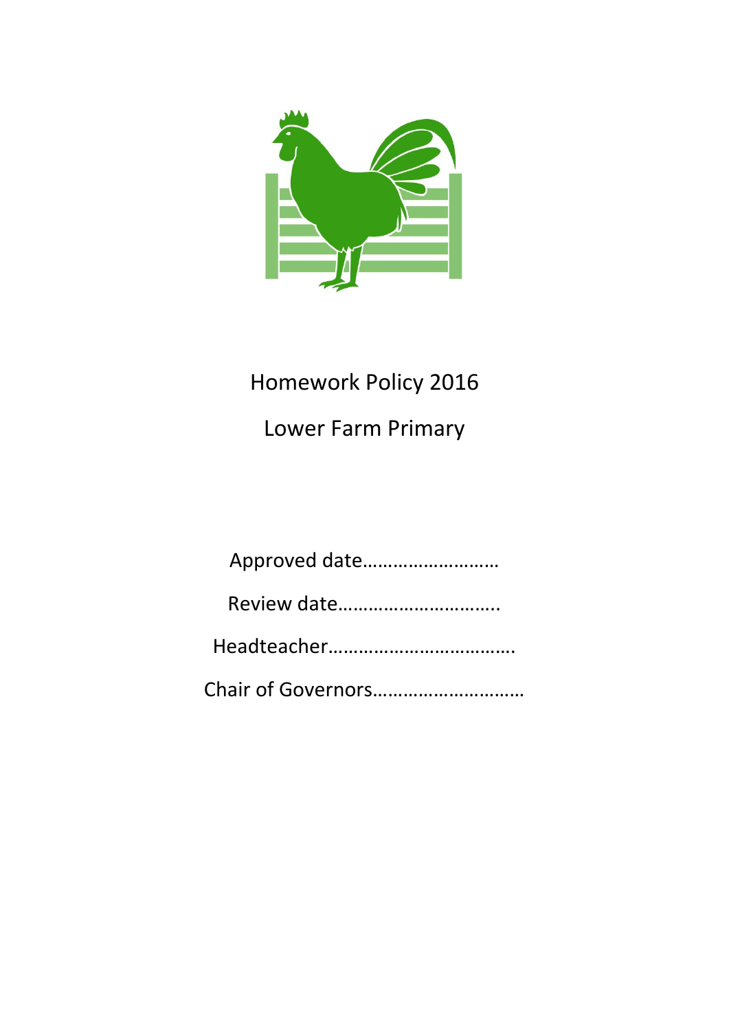# Homework Policy 2016

## Lower Farm Primary

Approved date………………………

Review date…………………………..

Headteacher……………………………….

Chair of Governors…………………………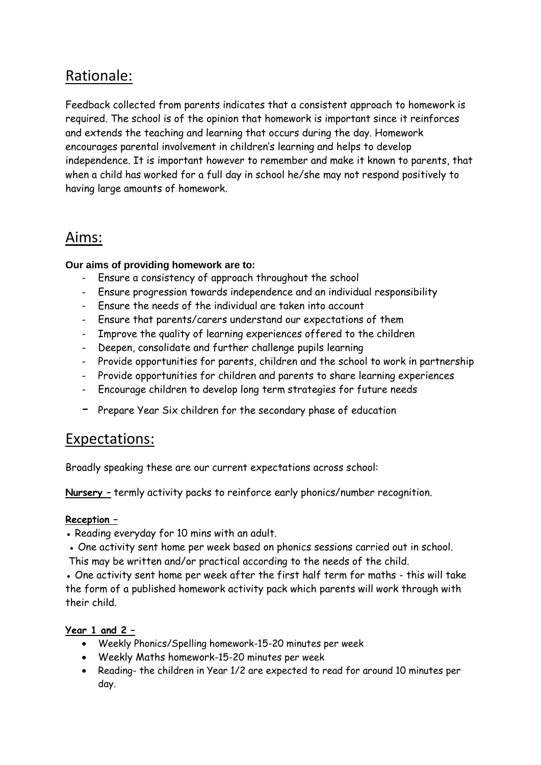## Rationale:

Feedback collected from parents indicates that a consistent approach to homework is required. The school is of the opinion that homework is important since it reinforces and extends the teaching and learning that occurs during the day. Homework encourages parental involvement in children's learning and helps to develop independence. It is important however to remember and make it known to parents, that when a child has worked for a full day in school he/she may not respond positively to having large amounts of homework.

## Aims:

**Our aims of providing homework are to:**

- Ensure a consistency of approach throughout the school
- Ensure progression towards independence and an individual responsibility
- Ensure the needs of the individual are taken into account
- Ensure that parents/carers understand our expectations of them
- Improve the quality of learning experiences offered to the children
- Deepen, consolidate and further challenge pupils learning
- Provide opportunities for parents, children and the school to work in partnership
- Provide opportunities for children and parents to share learning experiences
- Encourage children to develop long term strategies for future needs
- Prepare Year Six children for the secondary phase of education

## Expectations:

Broadly speaking these are our current expectations across school:

**Nursery –** termly activity packs to reinforce early phonics/number recognition.

**Reception –**

- Reading everyday for 10 mins with an adult.
- One activity sent home per week based on phonics sessions carried out in school. This may be written and/or practical according to the needs of the child.
- One activity sent home per week after the first half term for maths - this will take the form of a published homework activity pack which parents will work through with their child.

**Year 1 and 2 –**

- Weekly Phonics/Spelling homework-15-20 minutes per week
- Weekly Maths homework-15-20 minutes per week
- Reading- the children in Year 1/2 are expected to read for around 10 minutes per day.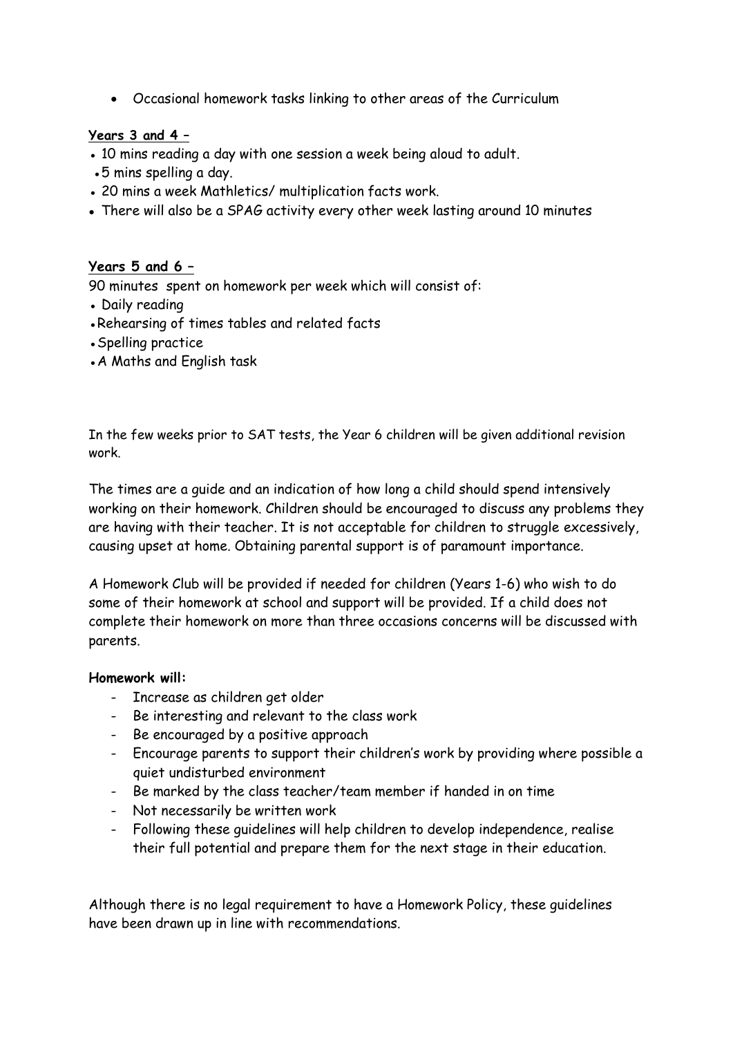- Occasional homework tasks linking to other areas of the Curriculum

**Years 3 and 4 –**

- 10 mins reading a day with one session a week being aloud to adult.
- 5 mins spelling a day.
- 20 mins a week Mathletics/ multiplication facts work.
- There will also be a SPAG activity every other week lasting around 10 minutes

**Years 5 and 6 –**

90 minutes spent on homework per week which will consist of:

- Daily reading
- Rehearsing of times tables and related facts
- Spelling practice
- A Maths and English task

In the few weeks prior to SAT tests, the Year 6 children will be given additional revision work.

The times are a guide and an indication of how long a child should spend intensively working on their homework. Children should be encouraged to discuss any problems they are having with their teacher. It is not acceptable for children to struggle excessively, causing upset at home. Obtaining parental support is of paramount importance.

A Homework Club will be provided if needed for children (Years 1-6) who wish to do some of their homework at school and support will be provided. If a child does not complete their homework on more than three occasions concerns will be discussed with parents.

**Homework will:**

- Increase as children get older
- Be interesting and relevant to the class work
- Be encouraged by a positive approach
- Encourage parents to support their children's work by providing where possible a quiet undisturbed environment
- Be marked by the class teacher/team member if handed in on time
- Not necessarily be written work
- Following these guidelines will help children to develop independence, realise their full potential and prepare them for the next stage in their education.

Although there is no legal requirement to have a Homework Policy, these guidelines have been drawn up in line with recommendations.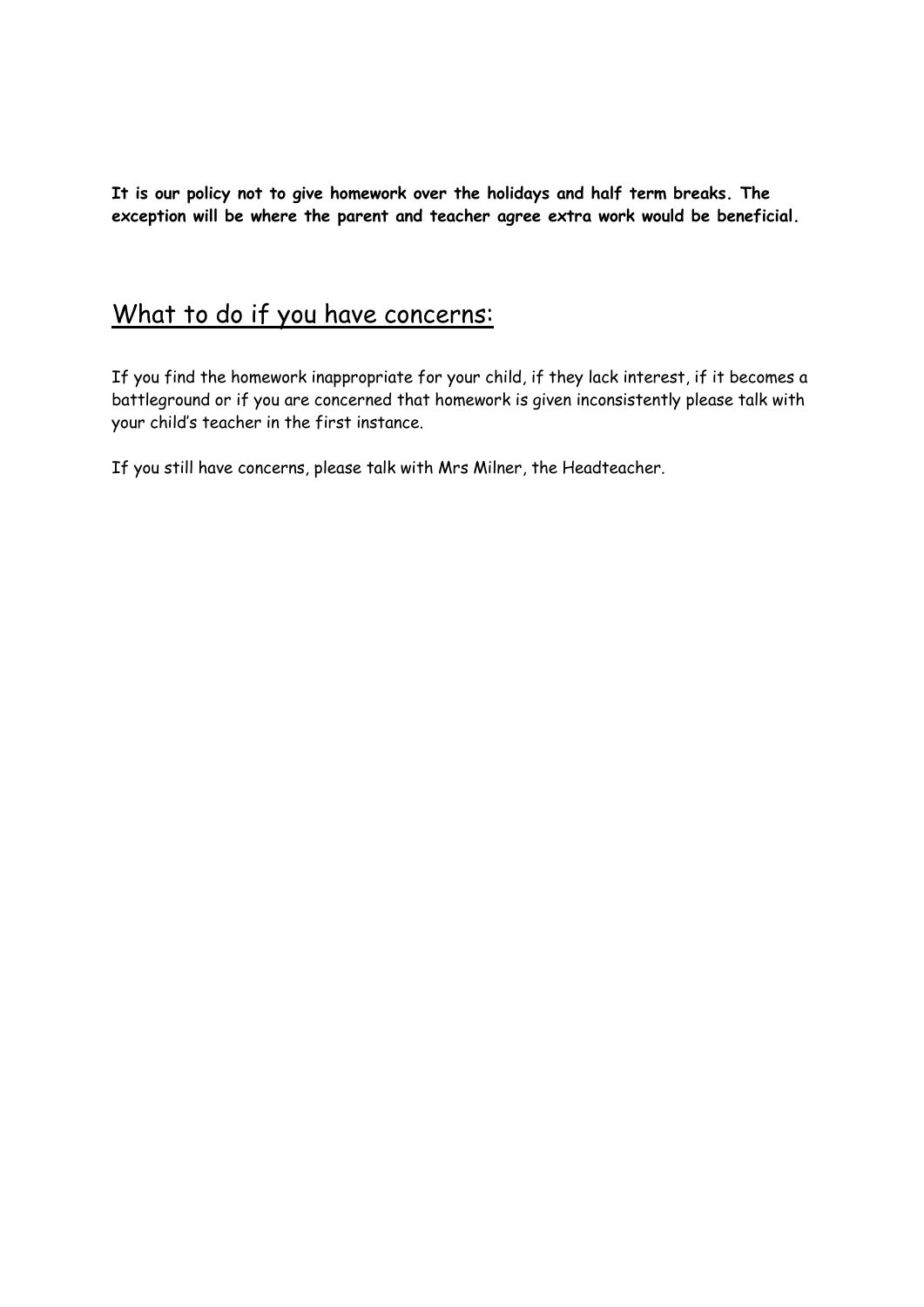**It is our policy not to give homework over the holidays and half term breaks. The exception will be where the parent and teacher agree extra work would be beneficial.**

## What to do if you have concerns:

If you find the homework inappropriate for your child, if they lack interest, if it becomes a battleground or if you are concerned that homework is given inconsistently please talk with your child's teacher in the first instance.

If you still have concerns, please talk with Mrs Milner, the Headteacher.